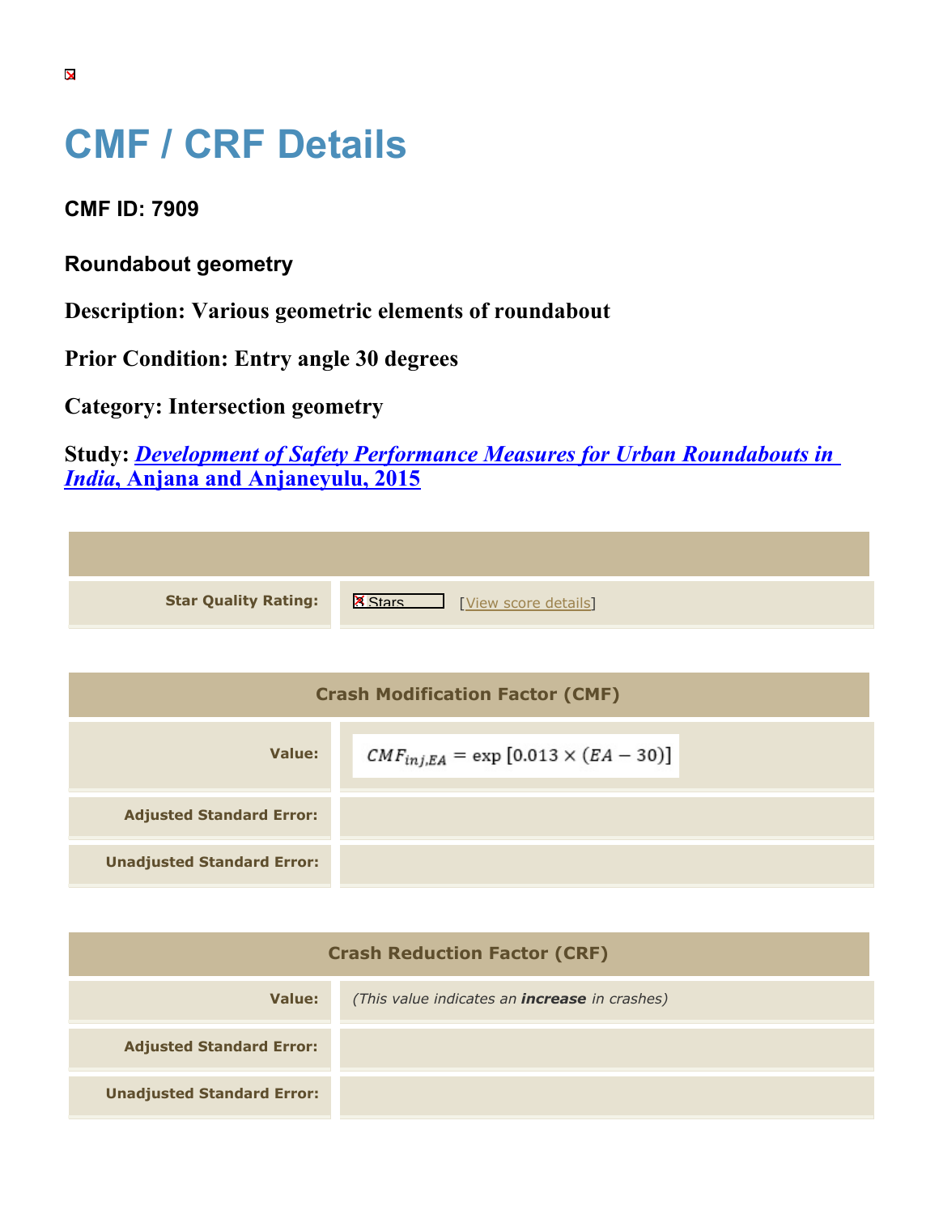# CMF / CRF Details

**CMF ID: 7909**

**Roundabout geometry**

**Description: Various geometric elements of roundabout**

**Prior Condition: Entry angle 30 degrees**

**Category: Intersection geometry**

**Study:** ***Development of Safety Performance Measures for Urban Roundabouts in India*, Anjana and Anjaneyulu, 2015**

| | |
|---|---|
| **Star Quality Rating:** | Stars [View score details] |

| Crash Modification Factor (CMF) | |
|---|---|
| **Value:** | $CMF_{inj,EA} = \exp\left[0.013 \times (EA - 30)\right]$ |
| **Adjusted Standard Error:** | |
| **Unadjusted Standard Error:** | |

| Crash Reduction Factor (CRF) | |
|---|---|
| **Value:** | *(This value indicates an **increase** in crashes)* |
| **Adjusted Standard Error:** | |
| **Unadjusted Standard Error:** | |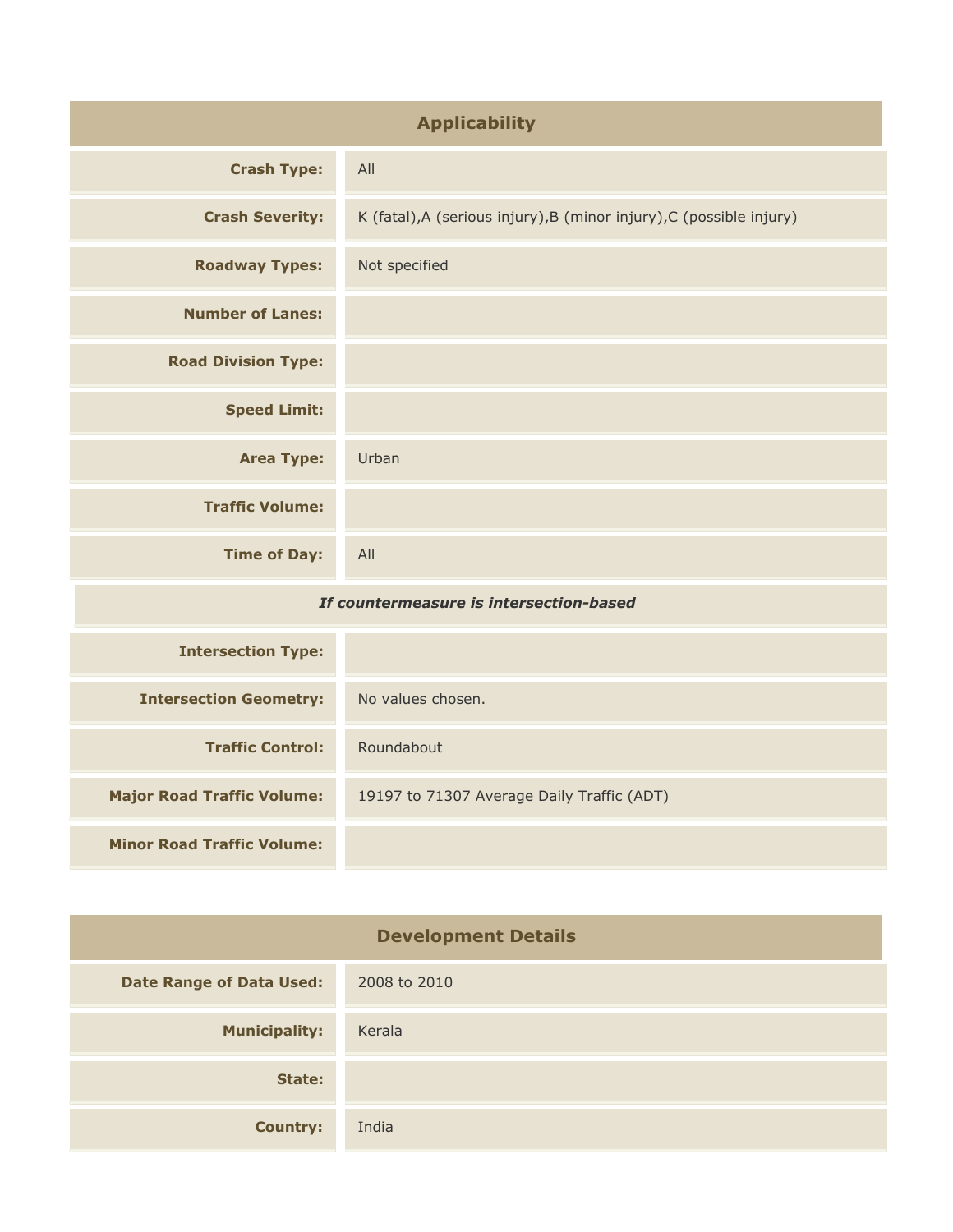## Applicability

| | |
|---|---|
| **Crash Type:** | All |
| **Crash Severity:** | K (fatal),A (serious injury),B (minor injury),C (possible injury) |
| **Roadway Types:** | Not specified |
| **Number of Lanes:** | |
| **Road Division Type:** | |
| **Speed Limit:** | |
| **Area Type:** | Urban |
| **Traffic Volume:** | |
| **Time of Day:** | All |
| ***If countermeasure is intersection-based*** | |
| **Intersection Type:** | |
| **Intersection Geometry:** | No values chosen. |
| **Traffic Control:** | Roundabout |
| **Major Road Traffic Volume:** | 19197 to 71307 Average Daily Traffic (ADT) |
| **Minor Road Traffic Volume:** | |

## Development Details

| | |
|---|---|
| **Date Range of Data Used:** | 2008 to 2010 |
| **Municipality:** | Kerala |
| **State:** | |
| **Country:** | India |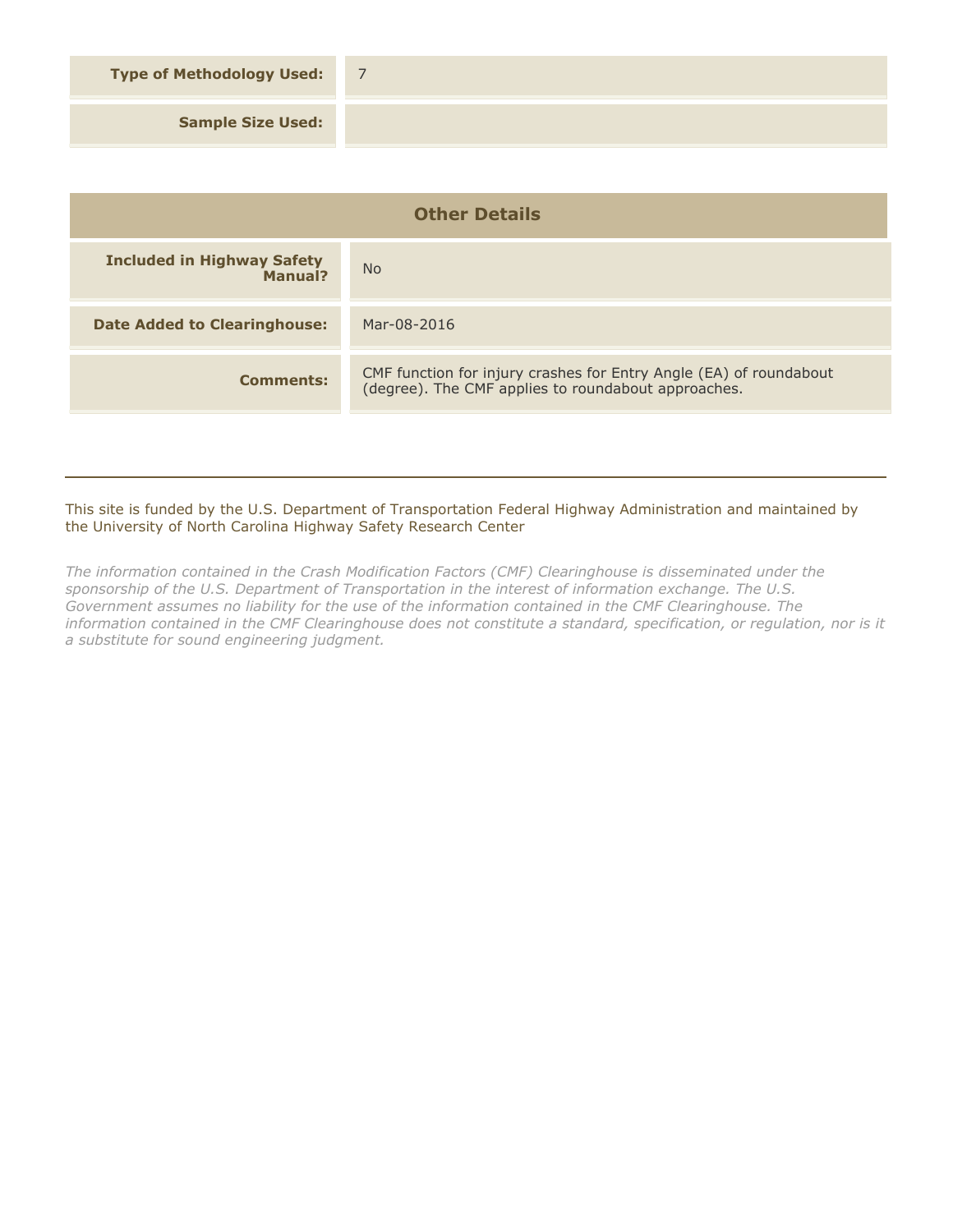| | |
|---|---|
| **Type of Methodology Used:** | 7 |
| **Sample Size Used:** | |

## Other Details

| | |
|---|---|
| **Included in Highway Safety Manual?** | No |
| **Date Added to Clearinghouse:** | Mar-08-2016 |
| **Comments:** | CMF function for injury crashes for Entry Angle (EA) of roundabout (degree). The CMF applies to roundabout approaches. |

---

This site is funded by the U.S. Department of Transportation Federal Highway Administration and maintained by the University of North Carolina Highway Safety Research Center

*The information contained in the Crash Modification Factors (CMF) Clearinghouse is disseminated under the sponsorship of the U.S. Department of Transportation in the interest of information exchange. The U.S. Government assumes no liability for the use of the information contained in the CMF Clearinghouse. The information contained in the CMF Clearinghouse does not constitute a standard, specification, or regulation, nor is it a substitute for sound engineering judgment.*